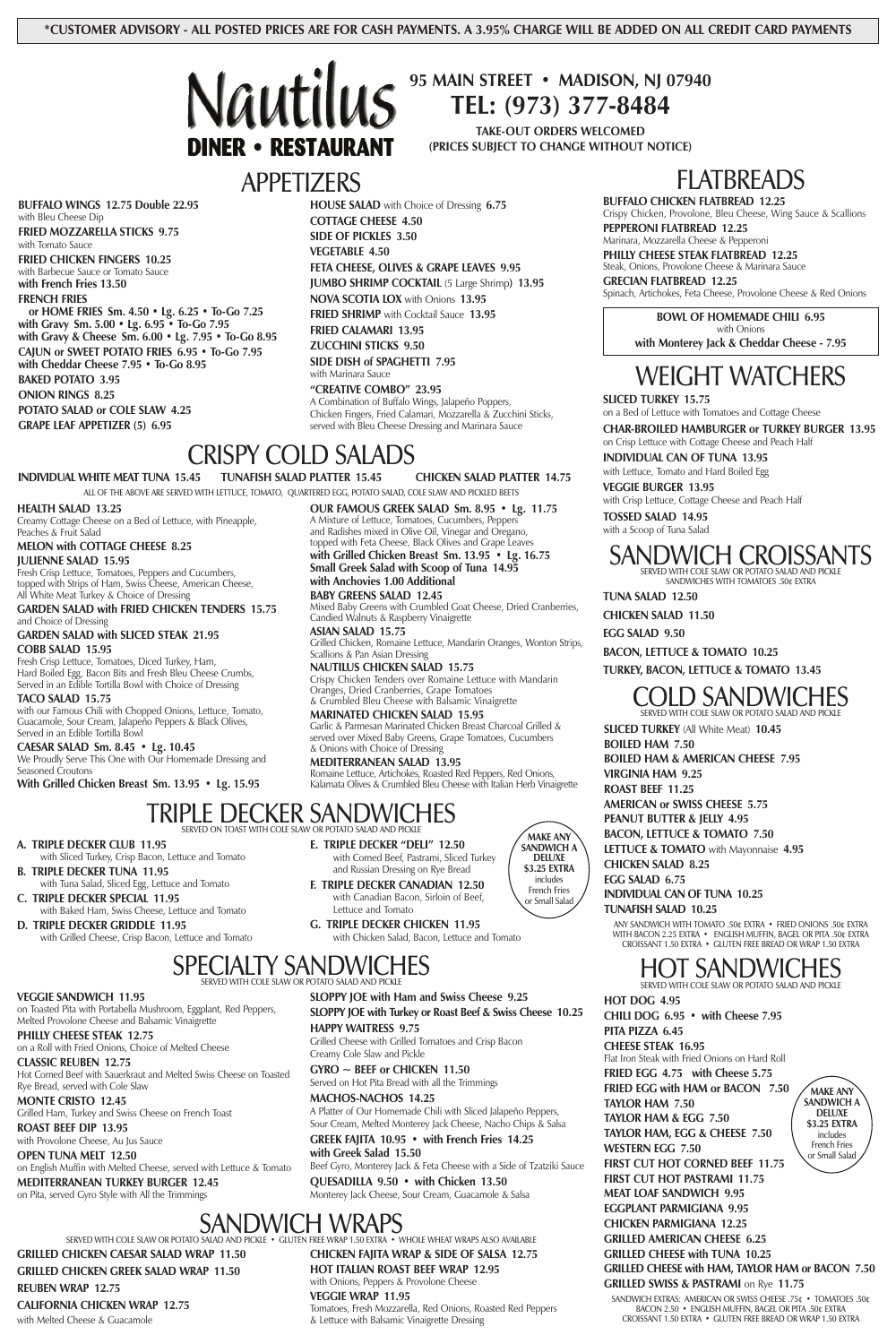**\*CUSTOMER ADVISORY - ALL POSTED PRICES ARE FOR CASH PAYMENTS. A 3.95% CHARGE WILL BE ADDED ON ALL CREDIT CARD PAYMENTS**

# Nautilus DINER • RESTAURANT

**95 MAIN STREET • MADISON, NJ 07940**
**TEL: (973) 377-8484**
**TAKE-OUT ORDERS WELCOMED**
**(PRICES SUBJECT TO CHANGE WITHOUT NOTICE)**

## APPETIZERS

**BUFFALO WINGS 12.75 Double 22.95**
with Bleu Cheese Dip
**FRIED MOZZARELLA STICKS 9.75**
with Tomato Sauce
**FRIED CHICKEN FINGERS 10.25**
with Barbecue Sauce or Tomato Sauce
**with French Fries 13.50**
**FRENCH FRIES**
**or HOME FRIES Sm. 4.50 • Lg. 6.25 • To-Go 7.25**
**with Gravy Sm. 5.00 • Lg. 6.95 • To-Go 7.95**
**with Gravy & Cheese Sm. 6.00 • Lg. 7.95 • To-Go 8.95**
**CAJUN or SWEET POTATO FRIES 6.95 • To-Go 7.95**
**with Cheddar Cheese 7.95 • To-Go 8.95**
**BAKED POTATO 3.95**
**ONION RINGS 8.25**
**POTATO SALAD or COLE SLAW 4.25**
**GRAPE LEAF APPETIZER (5) 6.95**
**HOUSE SALAD** with Choice of Dressing **6.75**
**COTTAGE CHEESE 4.50**
**SIDE OF PICKLES 3.50**
**VEGETABLE 4.50**
**FETA CHEESE, OLIVES & GRAPE LEAVES 9.95**
**JUMBO SHRIMP COCKTAIL** (5 Large Shrimp) **13.95**
**NOVA SCOTIA LOX** with Onions **13.95**
**FRIED SHRIMP** with Cocktail Sauce **13.95**
**FRIED CALAMARI 13.95**
**ZUCCHINI STICKS 9.50**
**SIDE DISH of SPAGHETTI 7.95**
with Marinara Sauce
**"CREATIVE COMBO" 23.95**
A Combination of Buffalo Wings, Jalapeño Poppers, Chicken Fingers, Fried Calamari, Mozzarella & Zucchini Sticks, served with Bleu Cheese Dressing and Marinara Sauce

## FLATBREADS

**BUFFALO CHICKEN FLATBREAD 12.25**
Crispy Chicken, Provolone, Bleu Cheese, Wing Sauce & Scallions
**PEPPERONI FLATBREAD 12.25**
Marinara, Mozzarella Cheese & Pepperoni
**PHILLY CHEESE STEAK FLATBREAD 12.25**
Steak, Onions, Provolone Cheese & Marinara Sauce
**GRECIAN FLATBREAD 12.25**
Spinach, Artichokes, Feta Cheese, Provolone Cheese & Red Onions

**BOWL OF HOMEMADE CHILI 6.95**
with Onions
**with Monterey Jack & Cheddar Cheese - 7.95**

## CRISPY COLD SALADS

**INDIVIDUAL WHITE MEAT TUNA 15.45** **TUNAFISH SALAD PLATTER 15.45** **CHICKEN SALAD PLATTER 14.75**
ALL OF THE ABOVE ARE SERVED WITH LETTUCE, TOMATO, QUARTERED EGG, POTATO SALAD, COLE SLAW AND PICKLED BEETS

**HEALTH SALAD 13.25**
Creamy Cottage Cheese on a Bed of Lettuce, with Pineapple, Peaches & Fruit Salad
**MELON with COTTAGE CHEESE 8.25**
**JULIENNE SALAD 15.95**
Fresh Crisp Lettuce, Tomatoes, Peppers and Cucumbers, topped with Strips of Ham, Swiss Cheese, American Cheese, All White Meat Turkey & Choice of Dressing
**GARDEN SALAD with FRIED CHICKEN TENDERS 15.75**
and Choice of Dressing
**GARDEN SALAD with SLICED STEAK 21.95**
**COBB SALAD 15.95**
Fresh Crisp Lettuce, Tomatoes, Diced Turkey, Ham, Hard Boiled Egg, Bacon Bits and Fresh Bleu Cheese Crumbs, Served in an Edible Tortilla Bowl with Choice of Dressing
**TACO SALAD 15.75**
with our Famous Chili with Chopped Onions, Lettuce, Tomato, Guacamole, Sour Cream, Jalapeño Peppers & Black Olives, Served in an Edible Tortilla Bowl
**CAESAR SALAD Sm. 8.45 • Lg. 10.45**
We Proudly Serve This One with Our Homemade Dressing and Seasoned Croutons
**With Grilled Chicken Breast Sm. 13.95 • Lg. 15.95**
**OUR FAMOUS GREEK SALAD Sm. 8.95 • Lg. 11.75**
A Mixture of Lettuce, Tomatoes, Cucumbers, Peppers and Radishes mixed in Olive Oil, Vinegar and Oregano, topped with Feta Cheese, Black Olives and Grape Leaves
**with Grilled Chicken Breast Sm. 13.95 • Lg. 16.75**
**Small Greek Salad with Scoop of Tuna 14.95**
**with Anchovies 1.00 Additional**
**BABY GREENS SALAD 12.45**
Mixed Baby Greens with Crumbled Goat Cheese, Dried Cranberries, Candied Walnuts & Raspberry Vinaigrette
**ASIAN SALAD 15.75**
Grilled Chicken, Romaine Lettuce, Mandarin Oranges, Wonton Strips, Scallions & Pan Asian Dressing
**NAUTILUS CHICKEN SALAD 15.75**
Crispy Chicken Tenders over Romaine Lettuce with Mandarin Oranges, Dried Cranberries, Grape Tomatoes & Crumbled Bleu Cheese with Balsamic Vinaigrette
**MARINATED CHICKEN SALAD 15.95**
Garlic & Parmesan Marinated Chicken Breast Charcoal Grilled & served over Mixed Baby Greens, Grape Tomatoes, Cucumbers & Onions with Choice of Dressing
**MEDITERRANEAN SALAD 13.95**
Romaine Lettuce, Artichokes, Roasted Red Peppers, Red Onions, Kalamata Olives & Crumbled Bleu Cheese with Italian Herb Vinaigrette

## WEIGHT WATCHERS

**SLICED TURKEY 15.75**
on a Bed of Lettuce with Tomatoes and Cottage Cheese
**CHAR-BROILED HAMBURGER or TURKEY BURGER 13.95**
on Crisp Lettuce with Cottage Cheese and Peach Half
**INDIVIDUAL CAN OF TUNA 13.95**
with Lettuce, Tomato and Hard Boiled Egg
**VEGGIE BURGER 13.95**
with Crisp Lettuce, Cottage Cheese and Peach Half
**TOSSED SALAD 14.95**
with a Scoop of Tuna Salad

## SANDWICH CROISSANTS

SERVED WITH COLE SLAW OR POTATO SALAD AND PICKLE
SANDWICHES WITH TOMATOES .50¢ EXTRA

**TUNA SALAD 12.50**
**CHICKEN SALAD 11.50**
**EGG SALAD 9.50**
**BACON, LETTUCE & TOMATO 10.25**
**TURKEY, BACON, LETTUCE & TOMATO 13.45**

## COLD SANDWICHES

SERVED WITH COLE SLAW OR POTATO SALAD AND PICKLE

**SLICED TURKEY** (All White Meat) **10.45**
**BOILED HAM 7.50**
**BOILED HAM & AMERICAN CHEESE 7.95**
**VIRGINIA HAM 9.25**
**ROAST BEEF 11.25**
**AMERICAN or SWISS CHEESE 5.75**
**PEANUT BUTTER & JELLY 4.95**
**BACON, LETTUCE & TOMATO 7.50**
**LETTUCE & TOMATO** with Mayonnaise **4.95**
**CHICKEN SALAD 8.25**
**EGG SALAD 6.75**
**INDIVIDUAL CAN OF TUNA 10.25**
**TUNAFISH SALAD 10.25**

ANY SANDWICH WITH TOMATO .50¢ EXTRA • FRIED ONIONS .50¢ EXTRA WITH BACON 2.25 EXTRA • ENGLISH MUFFIN, BAGEL OR PITA .50¢ EXTRA CROISSANT 1.50 EXTRA • GLUTEN FREE BREAD OR WRAP 1.50 EXTRA

## TRIPLE DECKER SANDWICHES

SERVED ON TOAST WITH COLE SLAW OR POTATO SALAD AND PICKLE

**A. TRIPLE DECKER CLUB 11.95**
with Sliced Turkey, Crisp Bacon, Lettuce and Tomato
**B. TRIPLE DECKER TUNA 11.95**
with Tuna Salad, Sliced Egg, Lettuce and Tomato
**C. TRIPLE DECKER SPECIAL 11.95**
with Baked Ham, Swiss Cheese, Lettuce and Tomato
**D. TRIPLE DECKER GRIDDLE 11.95**
with Grilled Cheese, Crisp Bacon, Lettuce and Tomato
**E. TRIPLE DECKER "DELI" 12.50**
with Corned Beef, Pastrami, Sliced Turkey and Russian Dressing on Rye Bread
**F. TRIPLE DECKER CANADIAN 12.50**
with Canadian Bacon, Sirloin of Beef, Lettuce and Tomato
**G. TRIPLE DECKER CHICKEN 11.95**
with Chicken Salad, Bacon, Lettuce and Tomato

**MAKE ANY SANDWICH A DELUXE $3.25 EXTRA** includes French Fries or Small Salad

## SPECIALTY SANDWICHES

SERVED WITH COLE SLAW OR POTATO SALAD AND PICKLE

**VEGGIE SANDWICH 11.95**
on Toasted Pita with Portabella Mushroom, Eggplant, Red Peppers, Melted Provolone Cheese and Balsamic Vinaigrette
**PHILLY CHEESE STEAK 12.75**
on a Roll with Fried Onions, Choice of Melted Cheese
**CLASSIC REUBEN 12.75**
Hot Corned Beef with Sauerkraut and Melted Swiss Cheese on Toasted Rye Bread, served with Cole Slaw
**MONTE CRISTO 12.45**
Grilled Ham, Turkey and Swiss Cheese on French Toast
**ROAST BEEF DIP 13.95**
with Provolone Cheese, Au Jus Sauce
**OPEN TUNA MELT 12.50**
on English Muffin with Melted Cheese, served with Lettuce & Tomato
**MEDITERRANEAN TURKEY BURGER 12.45**
on Pita, served Gyro Style with All the Trimmings
**SLOPPY JOE with Ham and Swiss Cheese 9.25**
**SLOPPY JOE with Turkey or Roast Beef & Swiss Cheese 10.25**
**HAPPY WAITRESS 9.75**
Grilled Cheese with Grilled Tomatoes and Crisp Bacon Creamy Cole Slaw and Pickle
**GYRO ~ BEEF or CHICKEN 11.50**
Served on Hot Pita Bread with all the Trimmings
**MACHOS-NACHOS 14.25**
A Platter of Our Homemade Chili with Sliced Jalapeño Peppers, Sour Cream, Melted Monterey Jack Cheese, Nacho Chips & Salsa
**GREEK FAJITA 10.95 • with French Fries 14.25**
**with Greek Salad 15.50**
Beef Gyro, Monterey Jack & Feta Cheese with a Side of Tzatziki Sauce
**QUESADILLA 9.50 • with Chicken 13.50**
Monterey Jack Cheese, Sour Cream, Guacamole & Salsa

## SANDWICH WRAPS

SERVED WITH COLE SLAW OR POTATO SALAD AND PICKLE • GLUTEN FREE WRAP 1.50 EXTRA • WHOLE WHEAT WRAPS ALSO AVAILABLE

**GRILLED CHICKEN CAESAR SALAD WRAP 11.50**
**GRILLED CHICKEN GREEK SALAD WRAP 11.50**
**REUBEN WRAP 12.75**
**CALIFORNIA CHICKEN WRAP 12.75**
with Melted Cheese & Guacamole
**CHICKEN FAJITA WRAP & SIDE OF SALSA 12.75**
**HOT ITALIAN ROAST BEEF WRAP 12.95**
with Onions, Peppers & Provolone Cheese
**VEGGIE WRAP 11.95**
Tomatoes, Fresh Mozzarella, Red Onions, Roasted Red Peppers & Lettuce with Balsamic Vinaigrette Dressing

## HOT SANDWICHES

SERVED WITH COLE SLAW OR POTATO SALAD AND PICKLE

**HOT DOG 4.95**
**CHILI DOG 6.95 • with Cheese 7.95**
**PITA PIZZA 6.45**
**CHEESE STEAK 16.95**
Flat Iron Steak with Fried Onions on Hard Roll
**FRIED EGG 4.75 with Cheese 5.75**
**FRIED EGG with HAM or BACON 7.50**
**TAYLOR HAM 7.50**
**TAYLOR HAM & EGG 7.50**
**TAYLOR HAM, EGG & CHEESE 7.50**
**WESTERN EGG 7.50**
**FIRST CUT HOT CORNED BEEF 11.75**
**FIRST CUT HOT PASTRAMI 11.75**
**MEAT LOAF SANDWICH 9.95**
**EGGPLANT PARMIGIANA 9.95**
**CHICKEN PARMIGIANA 12.25**
**GRILLED AMERICAN CHEESE 6.25**
**GRILLED CHEESE with TUNA 10.25**
**GRILLED CHEESE with HAM, TAYLOR HAM or BACON 7.50**
**GRILLED SWISS & PASTRAMI** on Rye **11.75**

**MAKE ANY SANDWICH A DELUXE $3.25 EXTRA** includes French Fries or Small Salad

SANDWICH EXTRAS: AMERICAN OR SWISS CHEESE .75¢ • TOMATOES .50¢ BACON 2.50 • ENGLISH MUFFIN, BAGEL OR PITA .50¢ EXTRA CROISSANT 1.50 EXTRA • GLUTEN FREE BREAD OR WRAP 1.50 EXTRA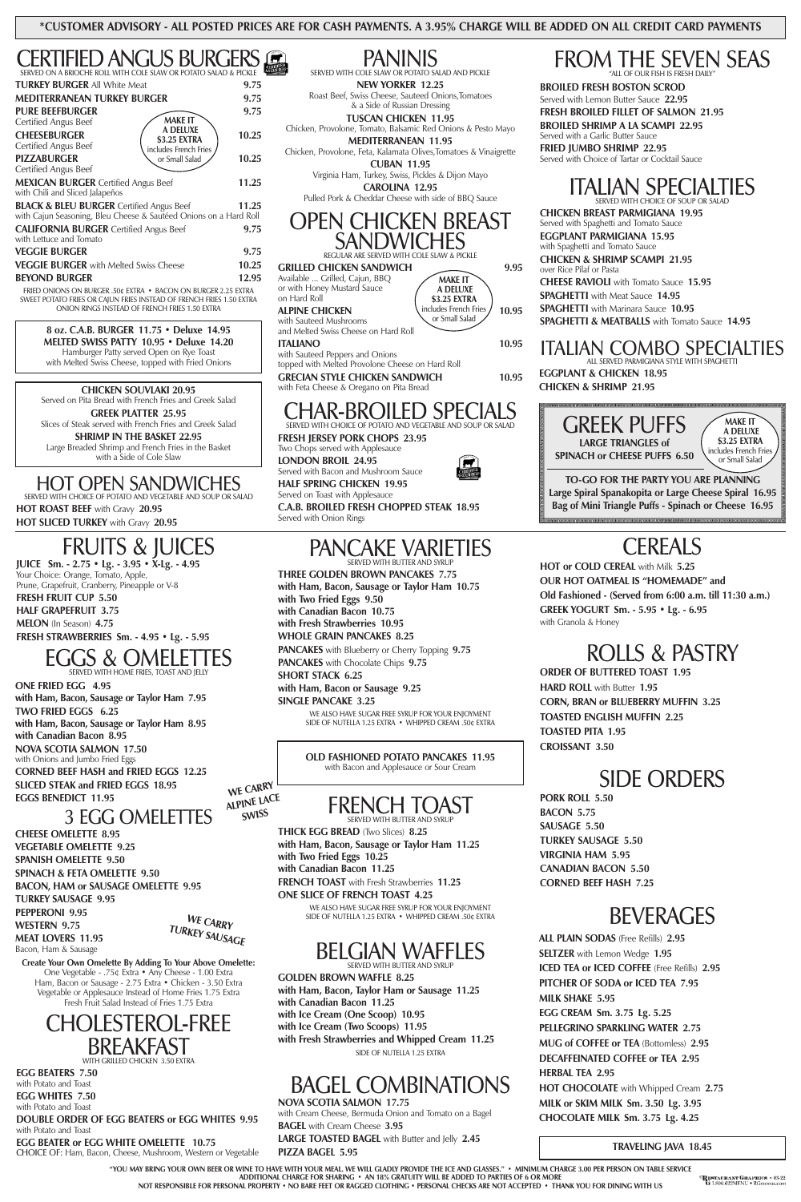**\*CUSTOMER ADVISORY - ALL POSTED PRICES ARE FOR CASH PAYMENTS. A 3.95% CHARGE WILL BE ADDED ON ALL CREDIT CARD PAYMENTS**

# CERTIFIED ANGUS BURGERS

SERVED ON A BRIOCHE ROLL WITH COLE SLAW OR POTATO SALAD & PICKLE

**TURKEY BURGER** All White Meat 9.75

**MEDITERRANEAN TURKEY BURGER** 9.75

**PURE BEEFBURGER** Certified Angus Beef 9.75

**CHEESEBURGER** Certified Angus Beef 10.25

**PIZZABURGER** Certified Angus Beef 10.25

MAKE IT A DELUXE $3.25 EXTRA includes French Fries or Small Salad

**MEXICAN BURGER** Certified Angus Beef with Chili and Sliced Jalapeños 11.25

**BLACK & BLEU BURGER** Certified Angus Beef with Cajun Seasoning, Bleu Cheese & Sautéed Onions on a Hard Roll 11.25

**CALIFORNIA BURGER** Certified Angus Beef with Lettuce and Tomato 9.75

**VEGGIE BURGER** 9.75

**VEGGIE BURGER** with Melted Swiss Cheese 10.25

**BEYOND BURGER** 12.95

FRIED ONIONS ON BURGER .50¢ EXTRA • BACON ON BURGER 2.25 EXTRA
SWEET POTATO FRIES OR CAJUN FRIES INSTEAD OF FRENCH FRIES 1.50 EXTRA
ONION RINGS INSTEAD OF FRENCH FRIES 1.50 EXTRA

**8 oz. C.A.B. BURGER 11.75 • Deluxe 14.95**
**MELTED SWISS PATTY 10.95 • Deluxe 14.20**
Hamburger Patty served Open on Rye Toast with Melted Swiss Cheese, topped with Fried Onions

**CHICKEN SOUVLAKI 20.95**
Served on Pita Bread with French Fries and Greek Salad

**GREEK PLATTER 25.95**
Slices of Steak served with French Fries and Greek Salad

**SHRIMP IN THE BASKET 22.95**
Large Breaded Shrimp and French Fries in the Basket with a Side of Cole Slaw

# HOT OPEN SANDWICHES

SERVED WITH CHOICE OF POTATO AND VEGETABLE AND SOUP OR SALAD

**HOT ROAST BEEF** with Gravy **20.95**

**HOT SLICED TURKEY** with Gravy **20.95**

# PANINIS

SERVED WITH COLE SLAW OR POTATO SALAD AND PICKLE

**NEW YORKER 12.25**
Roast Beef, Swiss Cheese, Sauteed Onions, Tomatoes & a Side of Russian Dressing

**TUSCAN CHICKEN 11.95**
Chicken, Provolone, Tomato, Balsamic Red Onions & Pesto Mayo

**MEDITERRANEAN 11.95**
Chicken, Provolone, Feta, Kalamata Olives, Tomatoes & Vinaigrette

**CUBAN 11.95**
Virginia Ham, Turkey, Swiss, Pickles & Dijon Mayo

**CAROLINA 12.95**
Pulled Pork & Cheddar Cheese with side of BBQ Sauce

# OPEN CHICKEN BREAST SANDWICHES

REGULAR ARE SERVED WITH COLE SLAW & PICKLE

**GRILLED CHICKEN SANDWICH** 9.95
Available ... Grilled, Cajun, BBQ or with Honey Mustard Sauce on Hard Roll

MAKE IT A DELUXE $3.25 EXTRA includes French Fries or Small Salad

**ALPINE CHICKEN** 10.95
with Sauteed Mushrooms and Melted Swiss Cheese on Hard Roll

**ITALIANO** 10.95
with Sauteed Peppers and Onions topped with Melted Provolone Cheese on Hard Roll

**GRECIAN STYLE CHICKEN SANDWICH** 10.95
with Feta Cheese & Oregano on Pita Bread

# CHAR-BROILED SPECIALS

SERVED WITH CHOICE OF POTATO AND VEGETABLE AND SOUP OR SALAD

**FRESH JERSEY PORK CHOPS 23.95**
Two Chops served with Applesauce

**LONDON BROIL 24.95**
Served with Bacon and Mushroom Sauce

**HALF SPRING CHICKEN 19.95**
Served on Toast with Applesauce

**C.A.B. BROILED FRESH CHOPPED STEAK 18.95**
Served with Onion Rings

# FROM THE SEVEN SEAS

"ALL OF OUR FISH IS FRESH DAILY"

**BROILED FRESH BOSTON SCROD**
Served with Lemon Butter Sauce **22.95**

**FRESH BROILED FILLET OF SALMON 21.95**

**BROILED SHRIMP A LA SCAMPI 22.95**
Served with a Garlic Butter Sauce

**FRIED JUMBO SHRIMP 22.95**
Served with Choice of Tartar or Cocktail Sauce

# ITALIAN SPECIALTIES

SERVED WITH CHOICE OF SOUP OR SALAD

**CHICKEN BREAST PARMIGIANA 19.95**
Served with Spaghetti and Tomato Sauce

**EGGPLANT PARMIGIANA 15.95**
with Spaghetti and Tomato Sauce

**CHICKEN & SHRIMP SCAMPI 21.95**
over Rice Pilaf or Pasta

**CHEESE RAVIOLI** with Tomato Sauce **15.95**

**SPAGHETTI** with Meat Sauce **14.95**

**SPAGHETTI** with Marinara Sauce **10.95**

**SPAGHETTI & MEATBALLS** with Tomato Sauce **14.95**

# ITALIAN COMBO SPECIALTIES

ALL SERVED PARMIGIANA STYLE WITH SPAGHETTI

**EGGPLANT & CHICKEN 18.95**

**CHICKEN & SHRIMP 21.95**

# GREEK PUFFS

**LARGE TRIANGLES of SPINACH or CHEESE PUFFS 6.50**

MAKE IT A DELUXE $3.25 EXTRA includes French Fries or Small Salad

**TO-GO FOR THE PARTY YOU ARE PLANNING**
**Large Spiral Spanakopita or Large Cheese Spiral 16.95**
**Bag of Mini Triangle Puffs - Spinach or Cheese 16.95**

# FRUITS & JUICES

**JUICE Sm. - 2.75 • Lg. - 3.95 • X-Lg. - 4.95**
Your Choice: Orange, Tomato, Apple, Prune, Grapefruit, Cranberry, Pineapple or V-8

**FRESH FRUIT CUP 5.50**

**HALF GRAPEFRUIT 3.75**

**MELON** (In Season) **4.75**

**FRESH STRAWBERRIES Sm. - 4.95 • Lg. - 5.95**

# EGGS & OMELETTES

SERVED WITH HOME FRIES, TOAST AND JELLY

**ONE FRIED EGG 4.95**

**with Ham, Bacon, Sausage or Taylor Ham 7.95**

**TWO FRIED EGGS 6.25**

**with Ham, Bacon, Sausage or Taylor Ham 8.95**

**with Canadian Bacon 8.95**

**NOVA SCOTIA SALMON 17.50**
with Onions and Jumbo Fried Eggs

**CORNED BEEF HASH and FRIED EGGS 12.25**

**SLICED STEAK and FRIED EGGS 18.95**

**EGGS BENEDICT 11.95**

*WE CARRY ALPINE LACE SWISS*

# 3 EGG OMELETTES

**CHEESE OMELETTE 8.95**

**VEGETABLE OMELETTE 9.25**

**SPANISH OMELETTE 9.50**

**SPINACH & FETA OMELETTE 9.50**

**BACON, HAM or SAUSAGE OMELETTE 9.95**

**TURKEY SAUSAGE 9.95**

**PEPPERONI 9.95**

**WESTERN 9.75**

**MEAT LOVERS 11.95**
Bacon, Ham & Sausage

*WE CARRY TURKEY SAUSAGE*

**Create Your Own Omelette By Adding To Your Above Omelette:**
One Vegetable - .75¢ Extra • Any Cheese - 1.00 Extra
Ham, Bacon or Sausage - 2.75 Extra • Chicken - 3.50 Extra
Vegetable or Applesauce Instead of Home Fries 1.75 Extra
Fresh Fruit Salad Instead of Fries 1.75 Extra

# CHOLESTEROL-FREE BREAKFAST

WITH GRILLED CHICKEN 3.50 EXTRA

**EGG BEATERS 7.50**
with Potato and Toast

**EGG WHITES 7.50**
with Potato and Toast

**DOUBLE ORDER OF EGG BEATERS or EGG WHITES 9.95**
with Potato and Toast

**EGG BEATER or EGG WHITE OMELETTE 10.75**
CHOICE OF: Ham, Bacon, Cheese, Mushroom, Western or Vegetable

# PANCAKE VARIETIES

SERVED WITH BUTTER AND SYRUP

**THREE GOLDEN BROWN PANCAKES 7.75**

**with Ham, Bacon, Sausage or Taylor Ham 10.75**

**with Two Fried Eggs 9.50**

**with Canadian Bacon 10.75**

**with Fresh Strawberries 10.95**

**WHOLE GRAIN PANCAKES 8.25**

**PANCAKES** with Blueberry or Cherry Topping **9.75**

**PANCAKES** with Chocolate Chips **9.75**

**SHORT STACK 6.25**

**with Ham, Bacon or Sausage 9.25**

**SINGLE PANCAKE 3.25**

WE ALSO HAVE SUGAR FREE SYRUP FOR YOUR ENJOYMENT
SIDE OF NUTELLA 1.25 EXTRA • WHIPPED CREAM .50¢ EXTRA

**OLD FASHIONED POTATO PANCAKES 11.95**
with Bacon and Applesauce or Sour Cream

# FRENCH TOAST

SERVED WITH BUTTER AND SYRUP

**THICK EGG BREAD** (Two Slices) **8.25**

**with Ham, Bacon, Sausage or Taylor Ham 11.25**

**with Two Fried Eggs 10.25**

**with Canadian Bacon 11.25**

**FRENCH TOAST** with Fresh Strawberries **11.25**

**ONE SLICE OF FRENCH TOAST 4.25**

WE ALSO HAVE SUGAR FREE SYRUP FOR YOUR ENJOYMENT
SIDE OF NUTELLA 1.25 EXTRA • WHIPPED CREAM .50¢ EXTRA

# BELGIAN WAFFLES

SERVED WITH BUTTER AND SYRUP

**GOLDEN BROWN WAFFLE 8.25**

**with Ham, Bacon, Taylor Ham or Sausage 11.25**

**with Canadian Bacon 11.25**

**with Ice Cream (One Scoop) 10.95**

**with Ice Cream (Two Scoops) 11.95**

**with Fresh Strawberries and Whipped Cream 11.25**

SIDE OF NUTELLA 1.25 EXTRA

# BAGEL COMBINATIONS

**NOVA SCOTIA SALMON 17.75**
with Cream Cheese, Bermuda Onion and Tomato on a Bagel

**BAGEL** with Cream Cheese **3.95**

**LARGE TOASTED BAGEL** with Butter and Jelly **2.45**

**PIZZA BAGEL 5.95**

# CEREALS

**HOT or COLD CEREAL** with Milk **5.25**

**OUR HOT OATMEAL IS "HOMEMADE" and Old Fashioned - (Served from 6:00 a.m. till 11:30 a.m.)**

**GREEK YOGURT Sm. - 5.95 • Lg. - 6.95**
with Granola & Honey

# ROLLS & PASTRY

**ORDER OF BUTTERED TOAST 1.95**

**HARD ROLL** with Butter **1.95**

**CORN, BRAN or BLUEBERRY MUFFIN 3.25**

**TOASTED ENGLISH MUFFIN 2.25**

**TOASTED PITA 1.95**

**CROISSANT 3.50**

# SIDE ORDERS

**PORK ROLL 5.50**

**BACON 5.75**

**SAUSAGE 5.50**

**TURKEY SAUSAGE 5.50**

**VIRGINIA HAM 5.95**

**CANADIAN BACON 5.50**

**CORNED BEEF HASH 7.25**

# BEVERAGES

**ALL PLAIN SODAS** (Free Refills) **2.95**

**SELTZER** with Lemon Wedge **1.95**

**ICED TEA or ICED COFFEE** (Free Refills) **2.95**

**PITCHER OF SODA or ICED TEA 7.95**

**MILK SHAKE 5.95**

**EGG CREAM Sm. 3.75 Lg. 5.25**

**PELLEGRINO SPARKLING WATER 2.75**

**MUG of COFFEE or TEA** (Bottomless) **2.95**

**DECAFFEINATED COFFEE or TEA 2.95**

**HERBAL TEA 2.95**

**HOT CHOCOLATE** with Whipped Cream **2.75**

**MILK or SKIM MILK Sm. 3.50 Lg. 3.95**

**CHOCOLATE MILK Sm. 3.75 Lg. 4.25**

**TRAVELING JAVA 18.45**

"YOU MAY BRING YOUR OWN BEER OR WINE TO HAVE WITH YOUR MEAL. WE WILL GLADLY PROVIDE THE ICE AND GLASSES." • MINIMUM CHARGE 3.00 PER PERSON ON TABLE SERVICE
ADDITIONAL CHARGE FOR SHARING • AN 18% GRATUITY WILL BE ADDED TO PARTIES OF 6 OR MORE
NOT RESPONSIBLE FOR PERSONAL PROPERTY • NO BARE FEET OR RAGGED CLOTHING • PERSONAL CHECKS ARE NOT ACCEPTED • THANK YOU FOR DINING WITH US